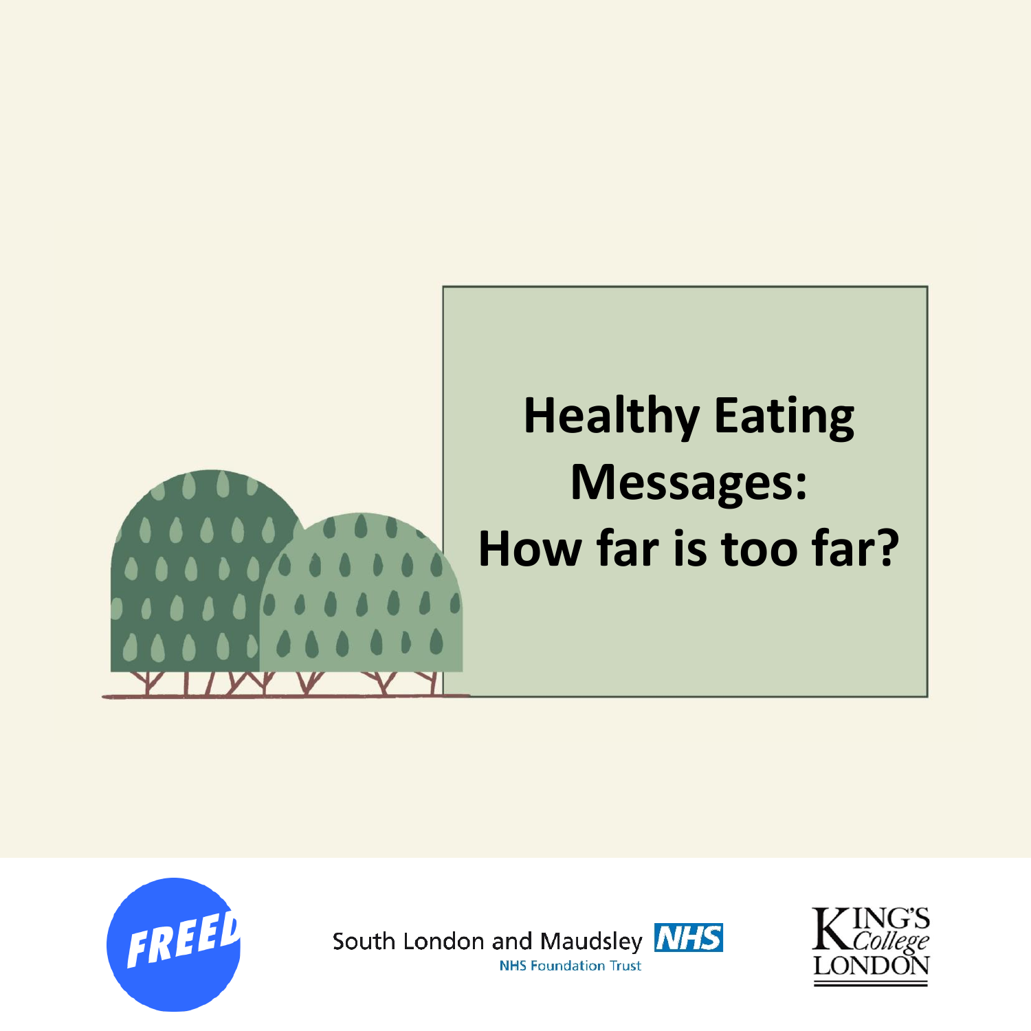# Healthy Eating Messages: How far is too far?

FREED

South London and Maudsley NHS
NHS Foundation Trust

King's College London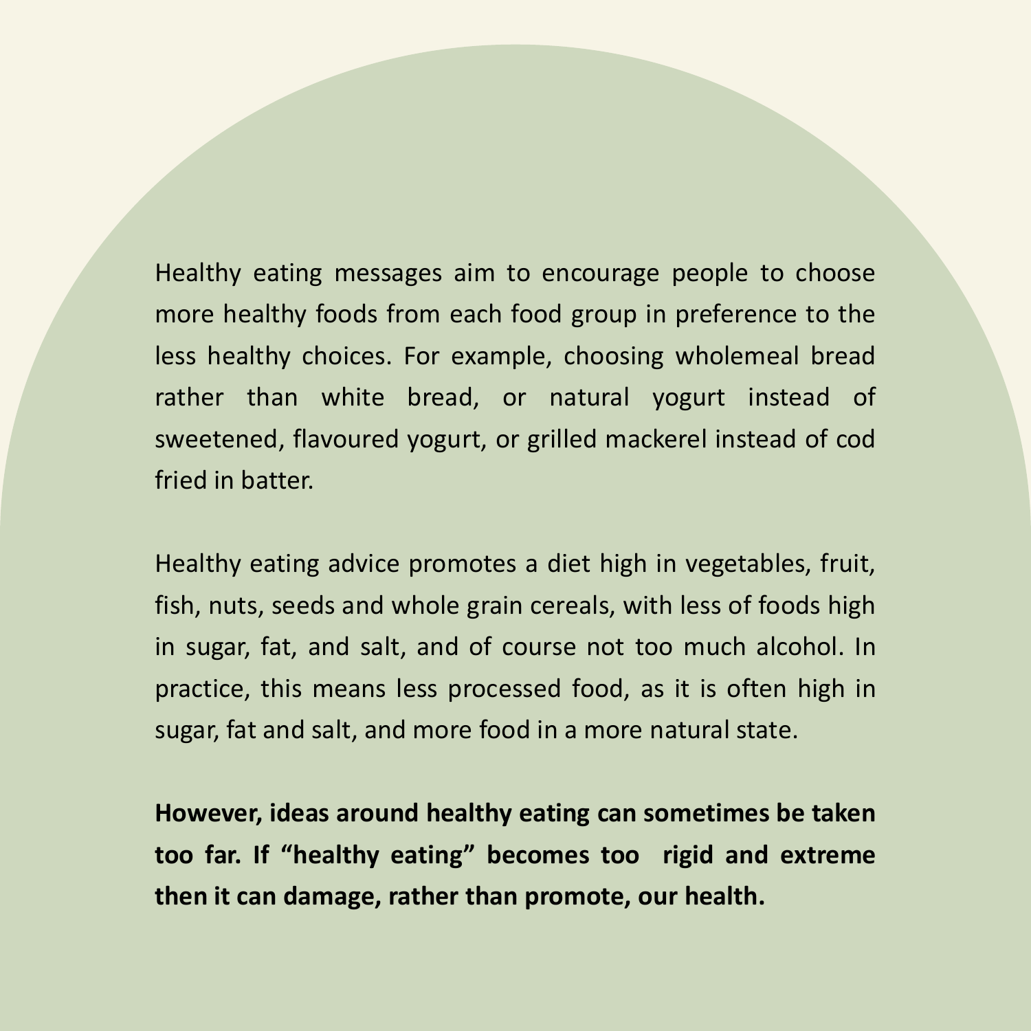Healthy eating messages aim to encourage people to choose more healthy foods from each food group in preference to the less healthy choices. For example, choosing wholemeal bread rather than white bread, or natural yogurt instead of sweetened, flavoured yogurt, or grilled mackerel instead of cod fried in batter.

Healthy eating advice promotes a diet high in vegetables, fruit, fish, nuts, seeds and whole grain cereals, with less of foods high in sugar, fat, and salt, and of course not too much alcohol. In practice, this means less processed food, as it is often high in sugar, fat and salt, and more food in a more natural state.

**However, ideas around healthy eating can sometimes be taken too far. If “healthy eating” becomes too rigid and extreme then it can damage, rather than promote, our health.**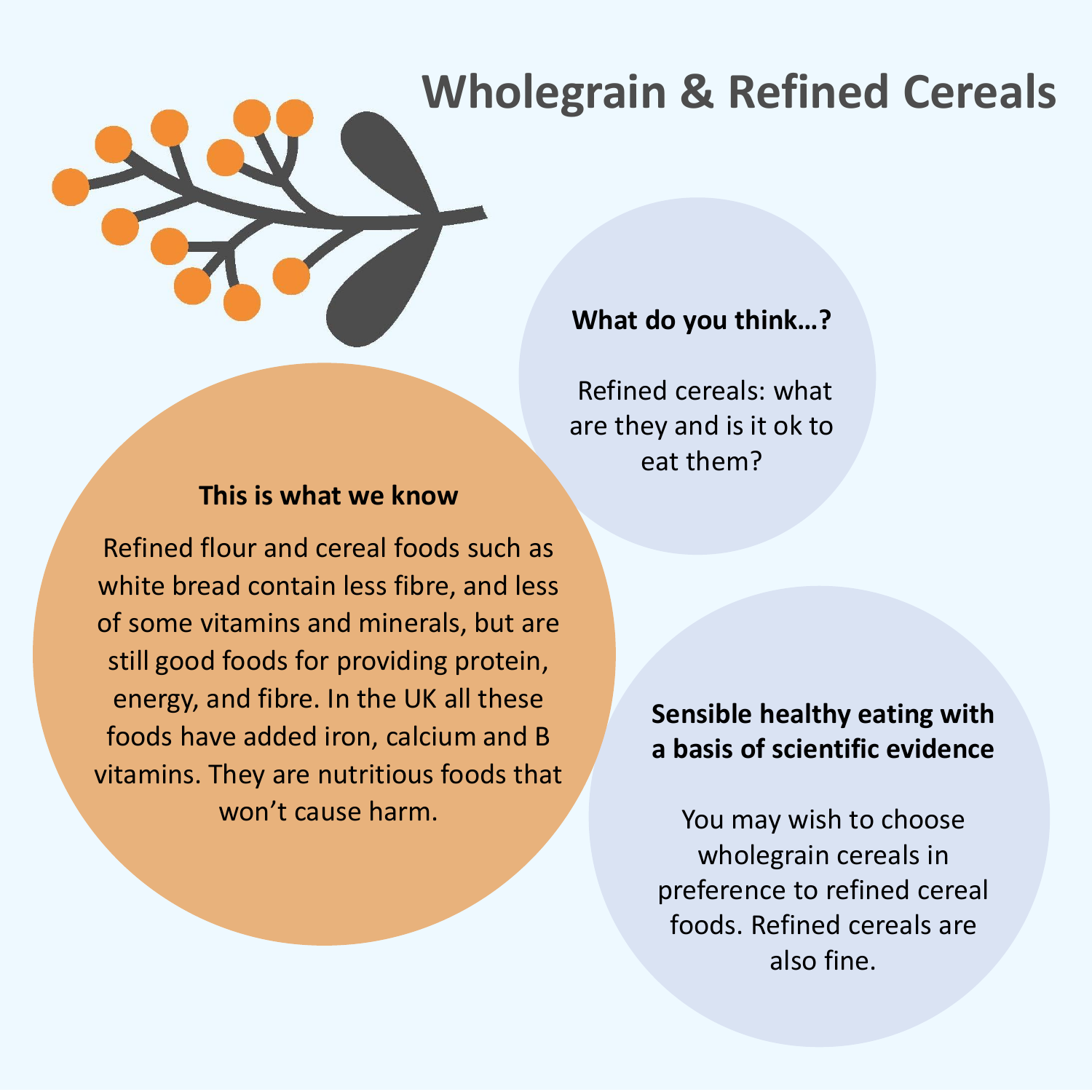# Wholegrain & Refined Cereals

**What do you think…?**

Refined cereals: what are they and is it ok to eat them?

**This is what we know**

Refined flour and cereal foods such as white bread contain less fibre, and less of some vitamins and minerals, but are still good foods for providing protein, energy, and fibre. In the UK all these foods have added iron, calcium and B vitamins. They are nutritious foods that won't cause harm.

**Sensible healthy eating with a basis of scientific evidence**

You may wish to choose wholegrain cereals in preference to refined cereal foods. Refined cereals are also fine.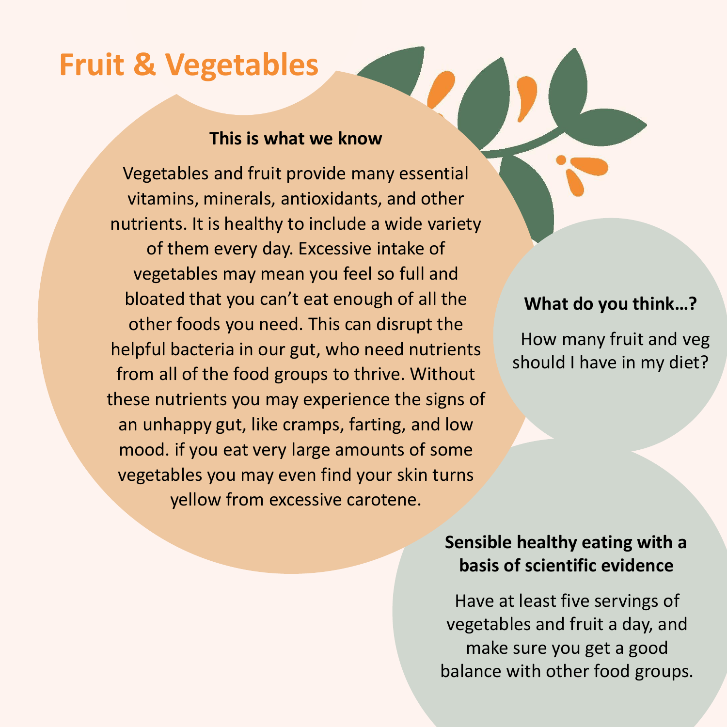# Fruit & Vegetables

## This is what we know

Vegetables and fruit provide many essential vitamins, minerals, antioxidants, and other nutrients. It is healthy to include a wide variety of them every day. Excessive intake of vegetables may mean you feel so full and bloated that you can't eat enough of all the other foods you need. This can disrupt the helpful bacteria in our gut, who need nutrients from all of the food groups to thrive. Without these nutrients you may experience the signs of an unhappy gut, like cramps, farting, and low mood. if you eat very large amounts of some vegetables you may even find your skin turns yellow from excessive carotene.

## What do you think…?

How many fruit and veg should I have in my diet?

## Sensible healthy eating with a basis of scientific evidence

Have at least five servings of vegetables and fruit a day, and make sure you get a good balance with other food groups.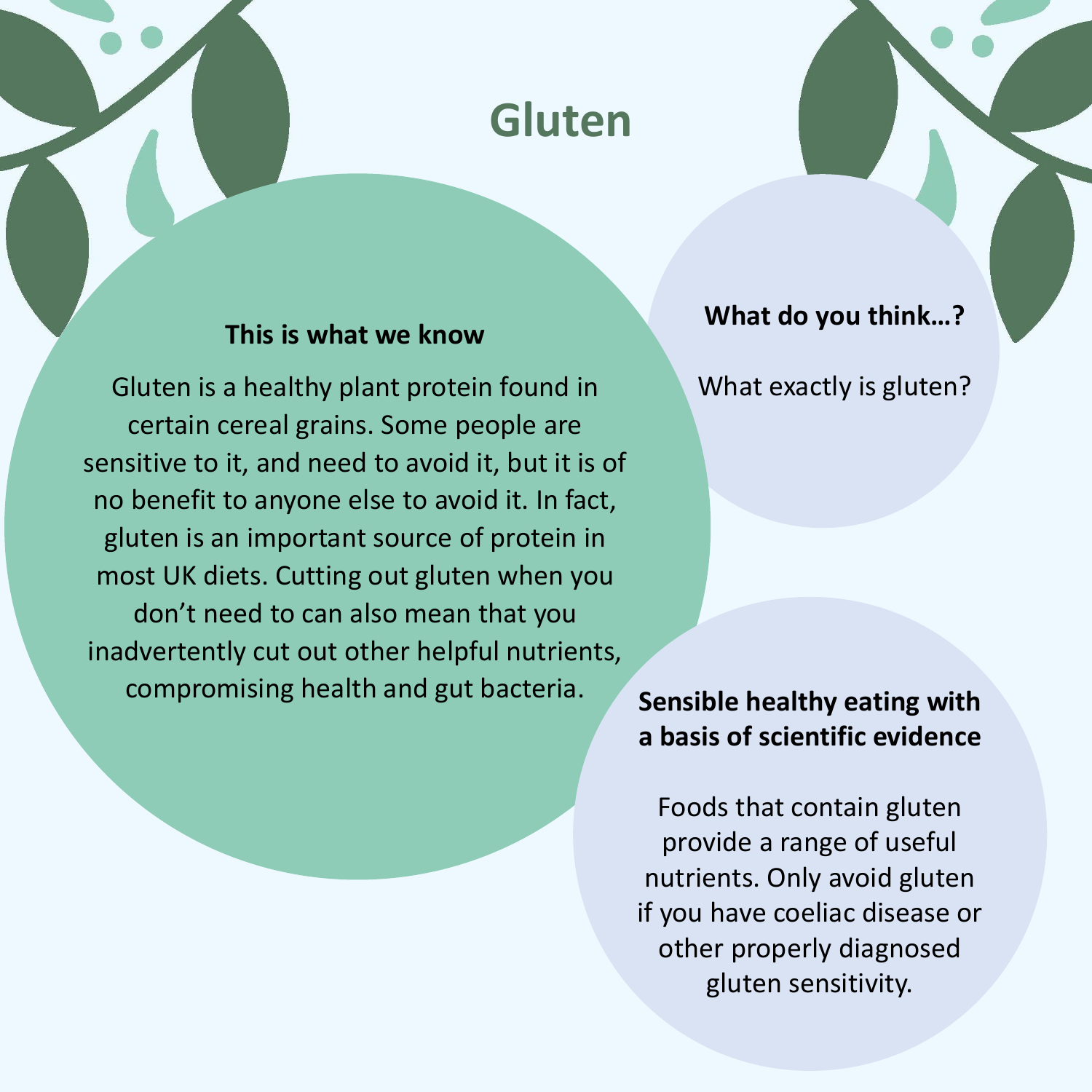# Gluten

### This is what we know

Gluten is a healthy plant protein found in certain cereal grains. Some people are sensitive to it, and need to avoid it, but it is of no benefit to anyone else to avoid it. In fact, gluten is an important source of protein in most UK diets. Cutting out gluten when you don't need to can also mean that you inadvertently cut out other helpful nutrients, compromising health and gut bacteria.

### What do you think…?

What exactly is gluten?

### Sensible healthy eating with a basis of scientific evidence

Foods that contain gluten provide a range of useful nutrients. Only avoid gluten if you have coeliac disease or other properly diagnosed gluten sensitivity.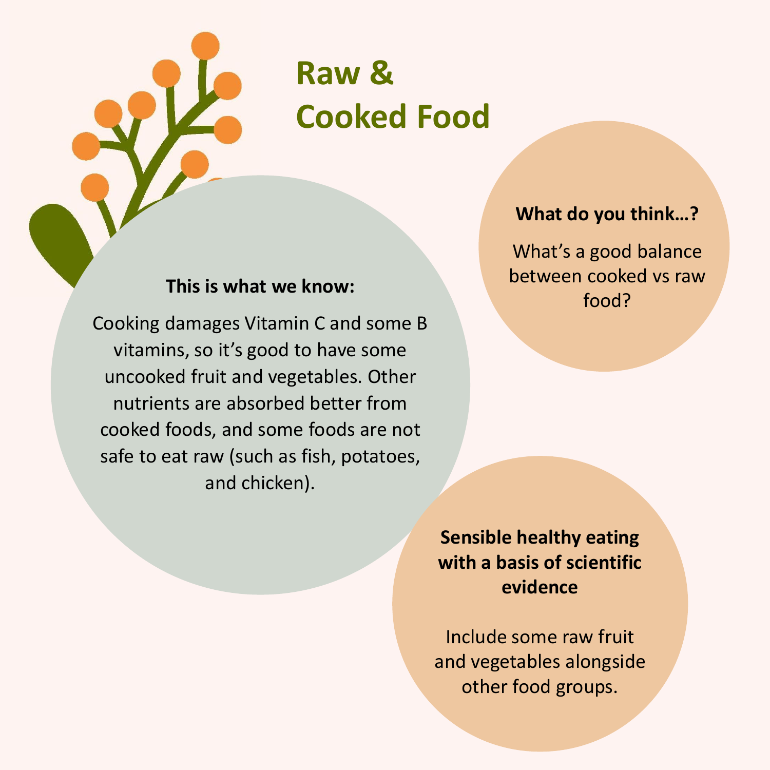# Raw & Cooked Food

**This is what we know:**

Cooking damages Vitamin C and some B vitamins, so it's good to have some uncooked fruit and vegetables. Other nutrients are absorbed better from cooked foods, and some foods are not safe to eat raw (such as fish, potatoes, and chicken).

**What do you think…?**

What's a good balance between cooked vs raw food?

**Sensible healthy eating with a basis of scientific evidence**

Include some raw fruit and vegetables alongside other food groups.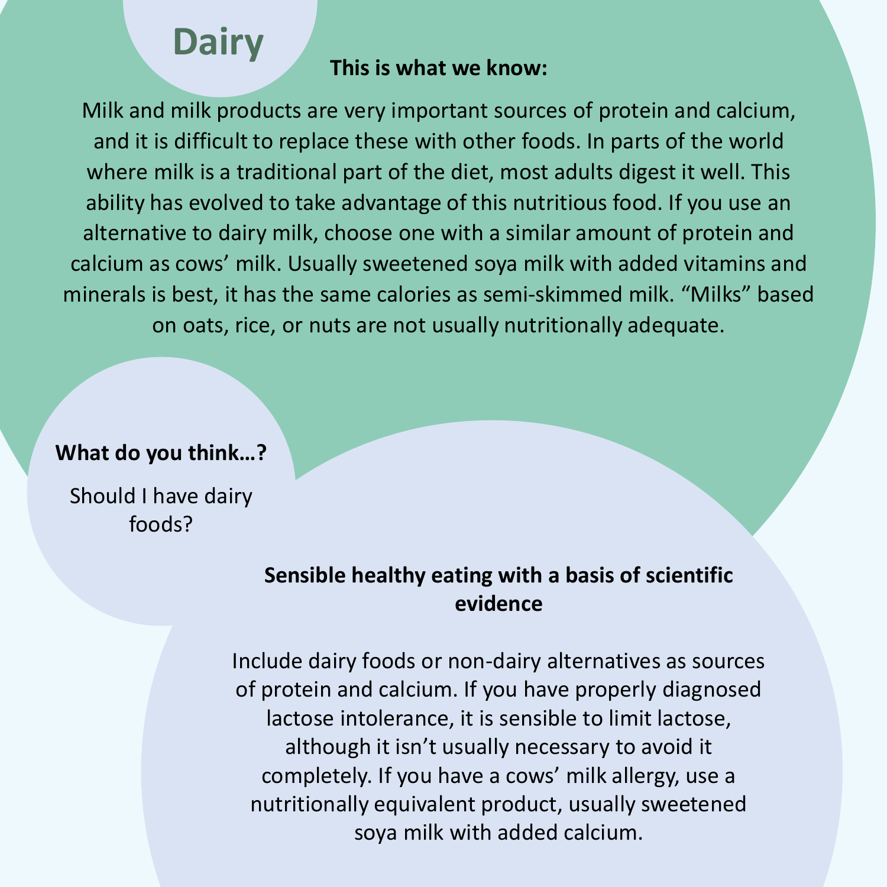# Dairy

**This is what we know:**

Milk and milk products are very important sources of protein and calcium, and it is difficult to replace these with other foods. In parts of the world where milk is a traditional part of the diet, most adults digest it well. This ability has evolved to take advantage of this nutritious food. If you use an alternative to dairy milk, choose one with a similar amount of protein and calcium as cows' milk. Usually sweetened soya milk with added vitamins and minerals is best, it has the same calories as semi-skimmed milk. "Milks" based on oats, rice, or nuts are not usually nutritionally adequate.

**What do you think…?**

Should I have dairy foods?

**Sensible healthy eating with a basis of scientific evidence**

Include dairy foods or non-dairy alternatives as sources of protein and calcium. If you have properly diagnosed lactose intolerance, it is sensible to limit lactose, although it isn't usually necessary to avoid it completely. If you have a cows' milk allergy, use a nutritionally equivalent product, usually sweetened soya milk with added calcium.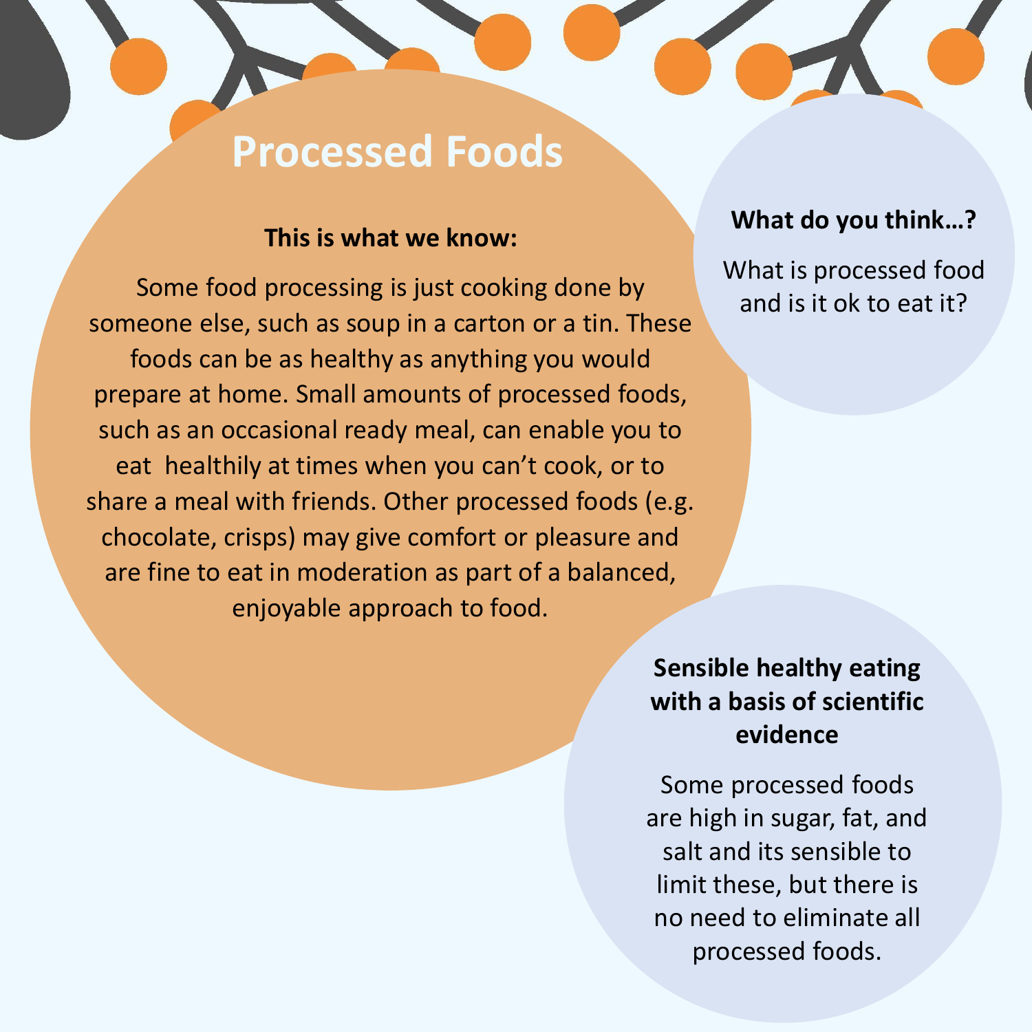# Processed Foods

**This is what we know:**

Some food processing is just cooking done by someone else, such as soup in a carton or a tin. These foods can be as healthy as anything you would prepare at home. Small amounts of processed foods, such as an occasional ready meal, can enable you to eat healthily at times when you can't cook, or to share a meal with friends. Other processed foods (e.g. chocolate, crisps) may give comfort or pleasure and are fine to eat in moderation as part of a balanced, enjoyable approach to food.

**What do you think…?**

What is processed food and is it ok to eat it?

**Sensible healthy eating with a basis of scientific evidence**

Some processed foods are high in sugar, fat, and salt and its sensible to limit these, but there is no need to eliminate all processed foods.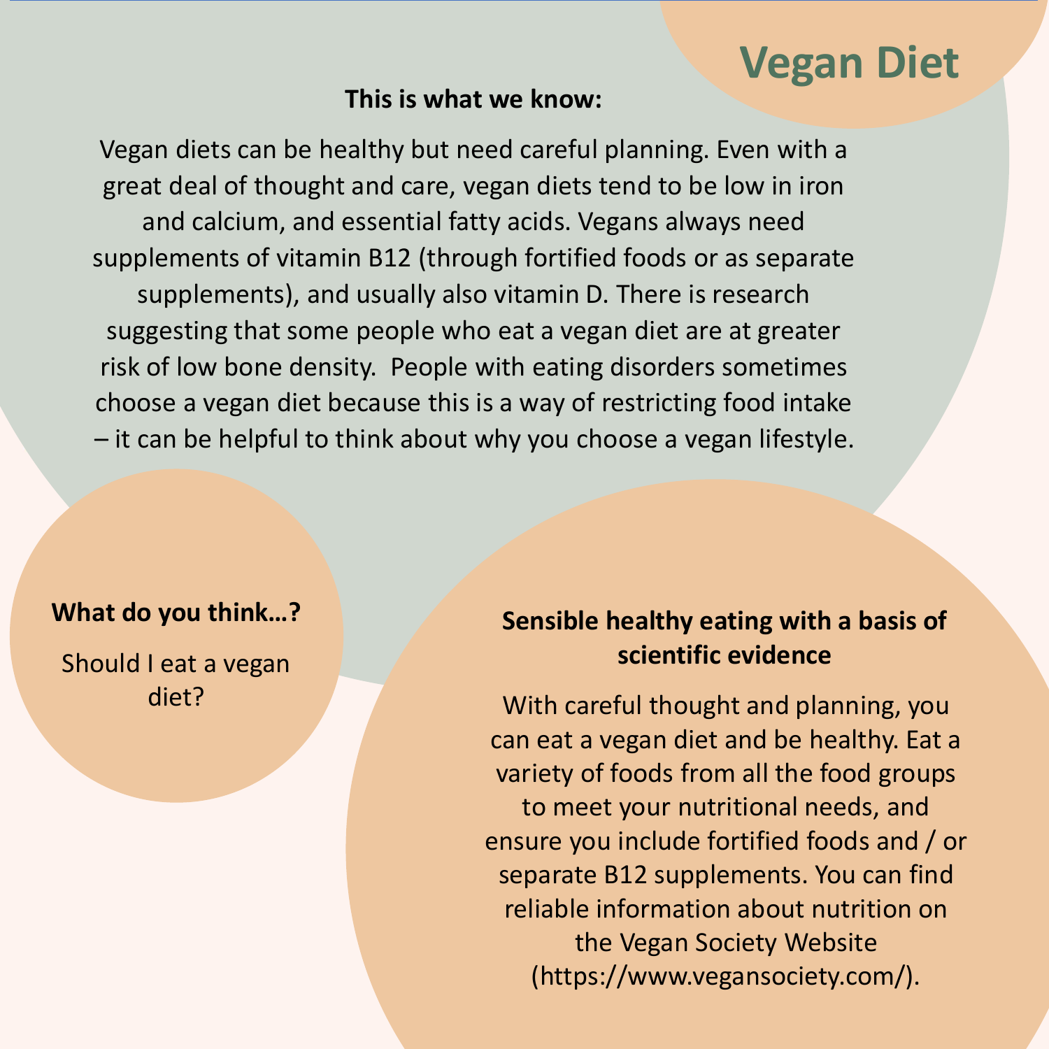# Vegan Diet

**This is what we know:**

Vegan diets can be healthy but need careful planning. Even with a great deal of thought and care, vegan diets tend to be low in iron and calcium, and essential fatty acids. Vegans always need supplements of vitamin B12 (through fortified foods or as separate supplements), and usually also vitamin D. There is research suggesting that some people who eat a vegan diet are at greater risk of low bone density. People with eating disorders sometimes choose a vegan diet because this is a way of restricting food intake – it can be helpful to think about why you choose a vegan lifestyle.

**What do you think…?**

Should I eat a vegan diet?

**Sensible healthy eating with a basis of scientific evidence**

With careful thought and planning, you can eat a vegan diet and be healthy. Eat a variety of foods from all the food groups to meet your nutritional needs, and ensure you include fortified foods and / or separate B12 supplements. You can find reliable information about nutrition on the Vegan Society Website (https://www.vegansociety.com/).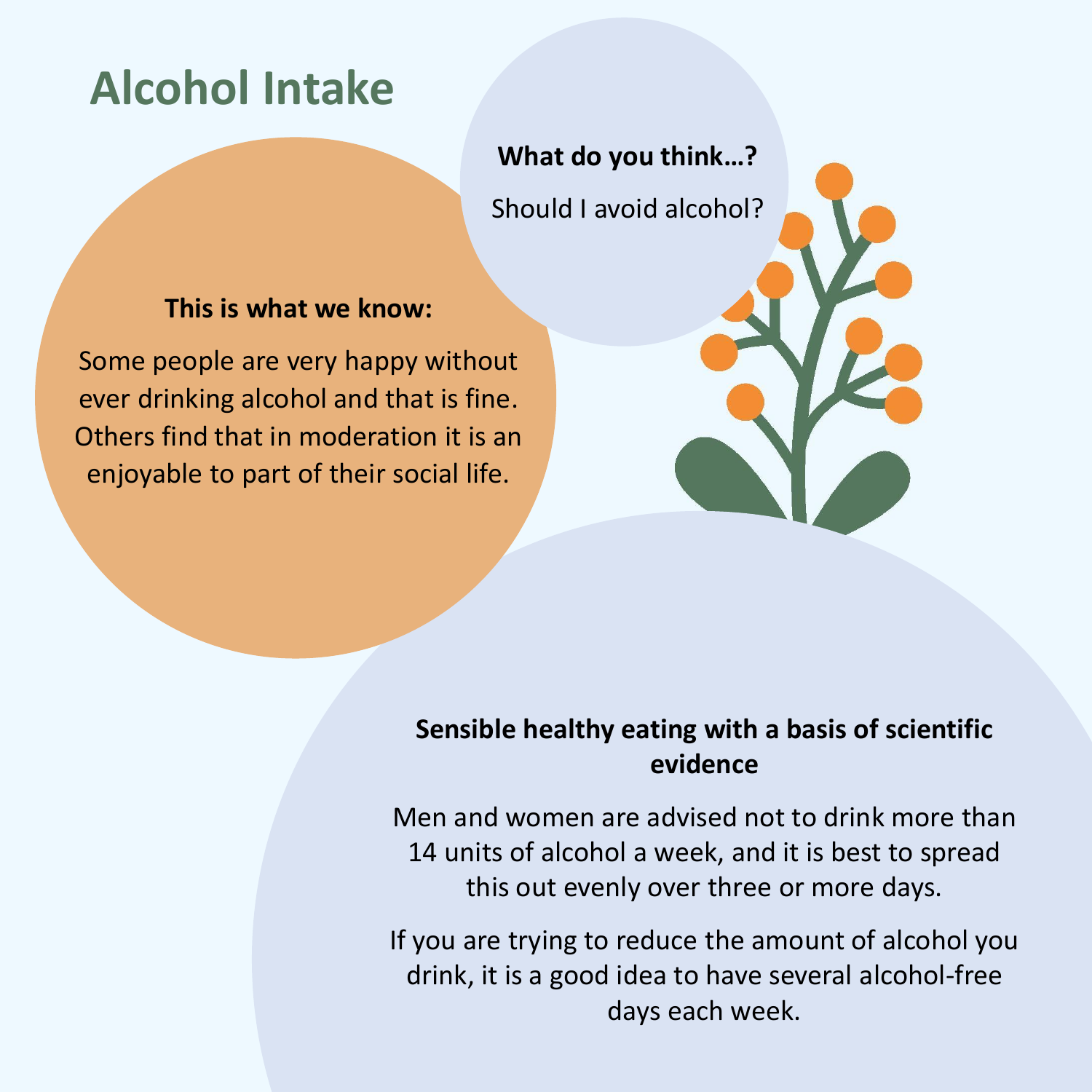# Alcohol Intake

**What do you think…?**

Should I avoid alcohol?

**This is what we know:**

Some people are very happy without ever drinking alcohol and that is fine. Others find that in moderation it is an enjoyable to part of their social life.

**Sensible healthy eating with a basis of scientific evidence**

Men and women are advised not to drink more than 14 units of alcohol a week, and it is best to spread this out evenly over three or more days.

If you are trying to reduce the amount of alcohol you drink, it is a good idea to have several alcohol-free days each week.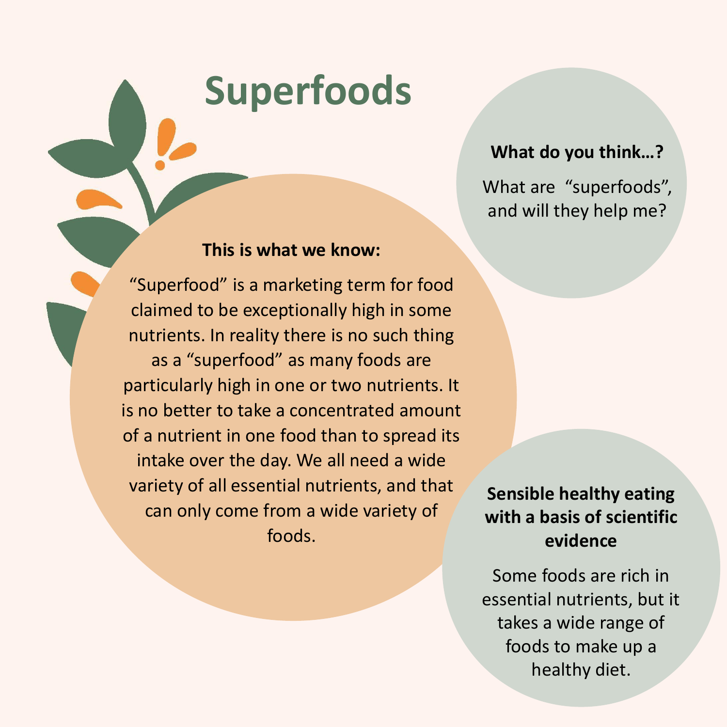# Superfoods

**What do you think…?**

What are "superfoods", and will they help me?

**This is what we know:**

"Superfood" is a marketing term for food claimed to be exceptionally high in some nutrients. In reality there is no such thing as a "superfood" as many foods are particularly high in one or two nutrients. It is no better to take a concentrated amount of a nutrient in one food than to spread its intake over the day. We all need a wide variety of all essential nutrients, and that can only come from a wide variety of foods.

**Sensible healthy eating with a basis of scientific evidence**

Some foods are rich in essential nutrients, but it takes a wide range of foods to make up a healthy diet.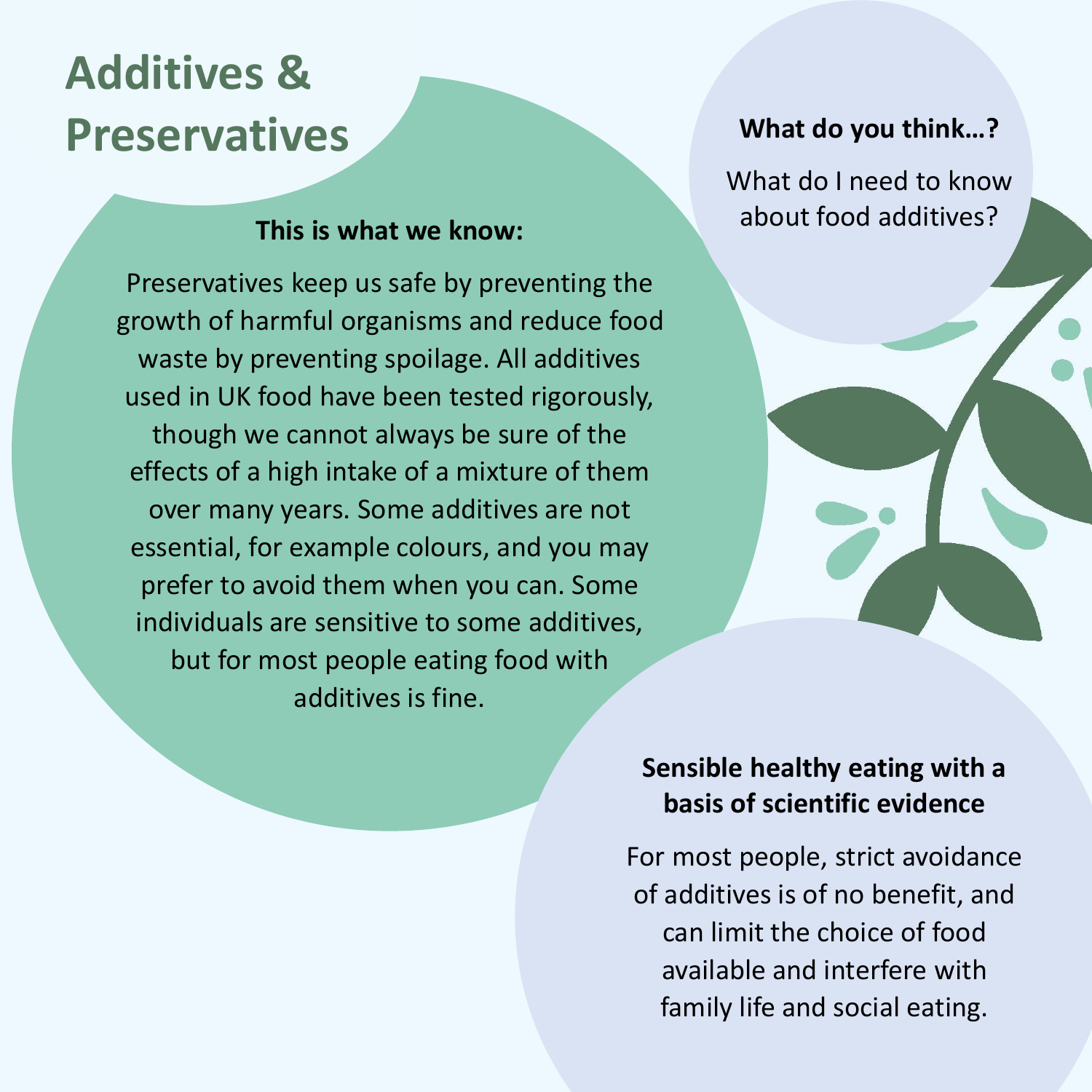# Additives & Preservatives

### What do you think…?

What do I need to know about food additives?

### This is what we know:

Preservatives keep us safe by preventing the growth of harmful organisms and reduce food waste by preventing spoilage. All additives used in UK food have been tested rigorously, though we cannot always be sure of the effects of a high intake of a mixture of them over many years. Some additives are not essential, for example colours, and you may prefer to avoid them when you can. Some individuals are sensitive to some additives, but for most people eating food with additives is fine.

### Sensible healthy eating with a basis of scientific evidence

For most people, strict avoidance of additives is of no benefit, and can limit the choice of food available and interfere with family life and social eating.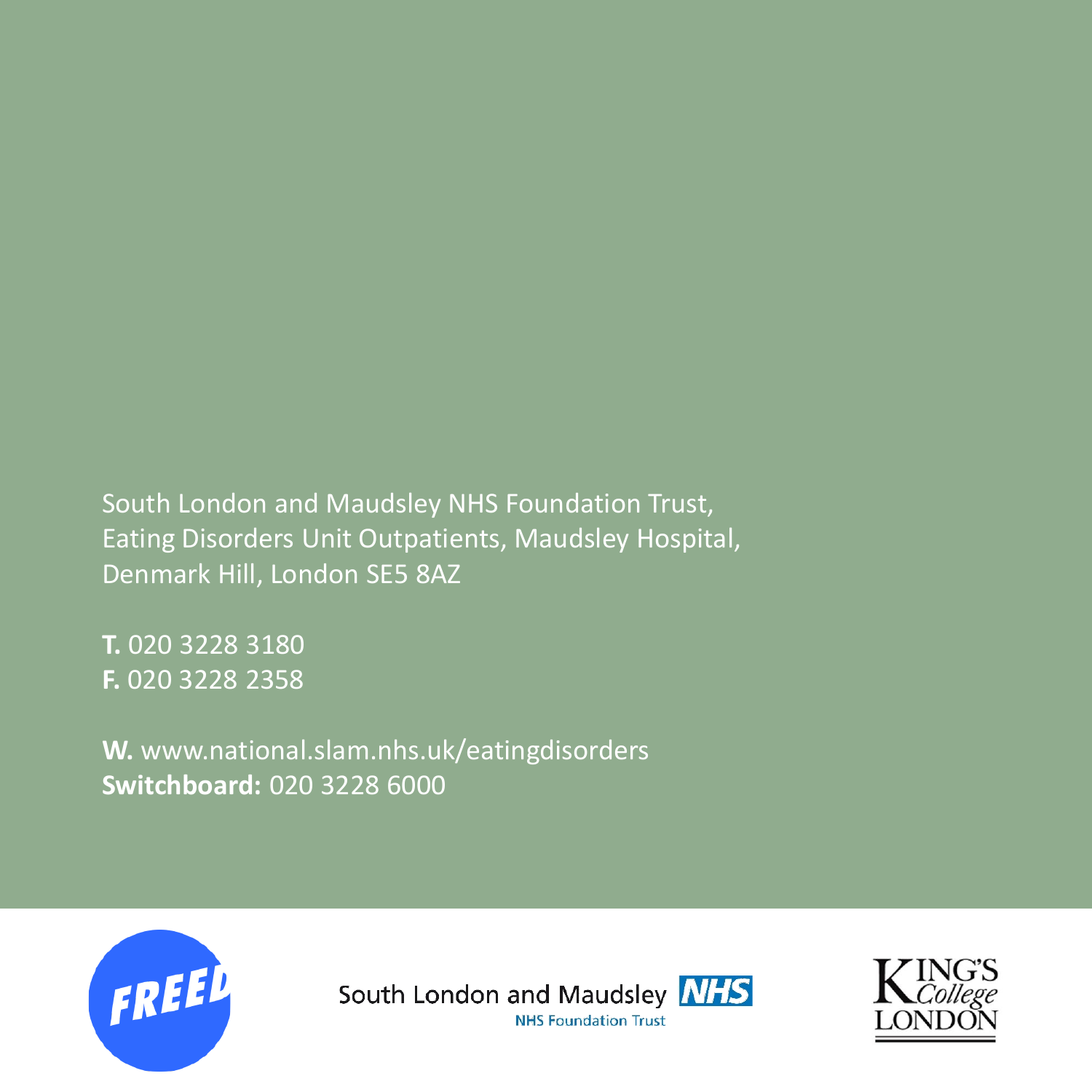South London and Maudsley NHS Foundation Trust,
Eating Disorders Unit Outpatients, Maudsley Hospital,
Denmark Hill, London SE5 8AZ

**T.** 020 3228 3180
**F.** 020 3228 2358

**W.** www.national.slam.nhs.uk/eatingdisorders
**Switchboard:** 020 3228 6000

FREED

South London and Maudsley NHS
NHS Foundation Trust

KING'S College LONDON